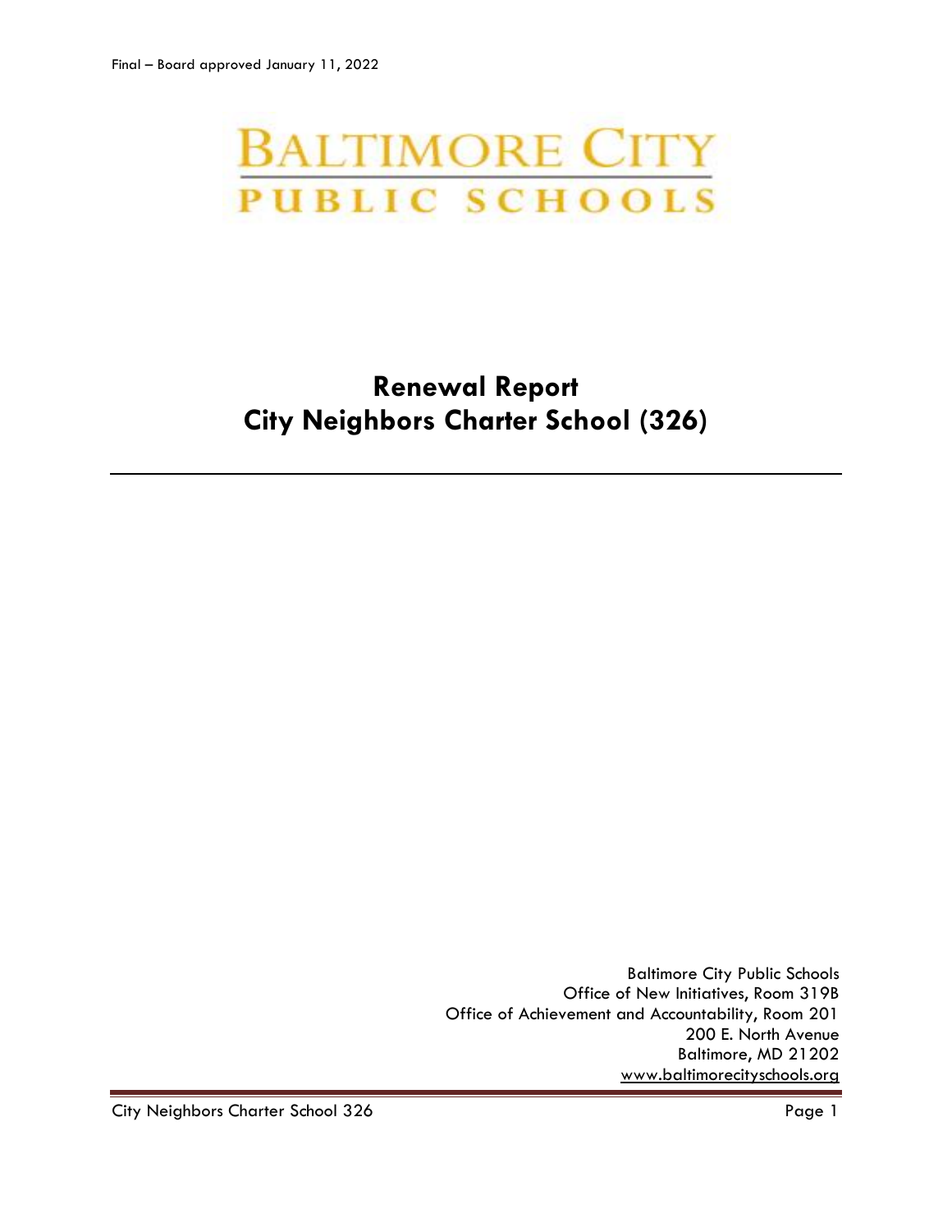Final – Board approved January 11, 2022

BALTIMORE CITY
PUBLIC SCHOOLS

# Renewal Report
# City Neighbors Charter School (326)

---

Baltimore City Public Schools
Office of New Initiatives, Room 319B
Office of Achievement and Accountability, Room 201
200 E. North Avenue
Baltimore, MD 21202
www.baltimorecityschools.org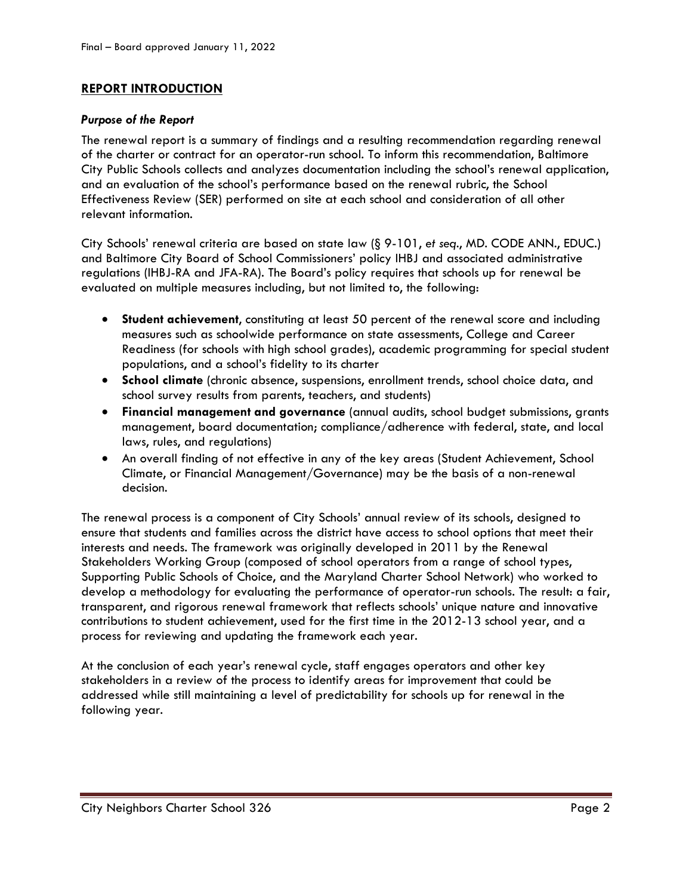## REPORT INTRODUCTION

### *Purpose of the Report*

The renewal report is a summary of findings and a resulting recommendation regarding renewal of the charter or contract for an operator-run school. To inform this recommendation, Baltimore City Public Schools collects and analyzes documentation including the school's renewal application, and an evaluation of the school's performance based on the renewal rubric, the School Effectiveness Review (SER) performed on site at each school and consideration of all other relevant information.

City Schools' renewal criteria are based on state law (§ 9-101, *et seq.*, MD. CODE ANN., EDUC.) and Baltimore City Board of School Commissioners' policy IHBJ and associated administrative regulations (IHBJ-RA and JFA-RA). The Board's policy requires that schools up for renewal be evaluated on multiple measures including, but not limited to, the following:

- **Student achievement**, constituting at least 50 percent of the renewal score and including measures such as schoolwide performance on state assessments, College and Career Readiness (for schools with high school grades), academic programming for special student populations, and a school's fidelity to its charter
- **School climate** (chronic absence, suspensions, enrollment trends, school choice data, and school survey results from parents, teachers, and students)
- **Financial management and governance** (annual audits, school budget submissions, grants management, board documentation; compliance/adherence with federal, state, and local laws, rules, and regulations)
- An overall finding of not effective in any of the key areas (Student Achievement, School Climate, or Financial Management/Governance) may be the basis of a non-renewal decision.

The renewal process is a component of City Schools' annual review of its schools, designed to ensure that students and families across the district have access to school options that meet their interests and needs. The framework was originally developed in 2011 by the Renewal Stakeholders Working Group (composed of school operators from a range of school types, Supporting Public Schools of Choice, and the Maryland Charter School Network) who worked to develop a methodology for evaluating the performance of operator-run schools. The result: a fair, transparent, and rigorous renewal framework that reflects schools' unique nature and innovative contributions to student achievement, used for the first time in the 2012-13 school year, and a process for reviewing and updating the framework each year.

At the conclusion of each year's renewal cycle, staff engages operators and other key stakeholders in a review of the process to identify areas for improvement that could be addressed while still maintaining a level of predictability for schools up for renewal in the following year.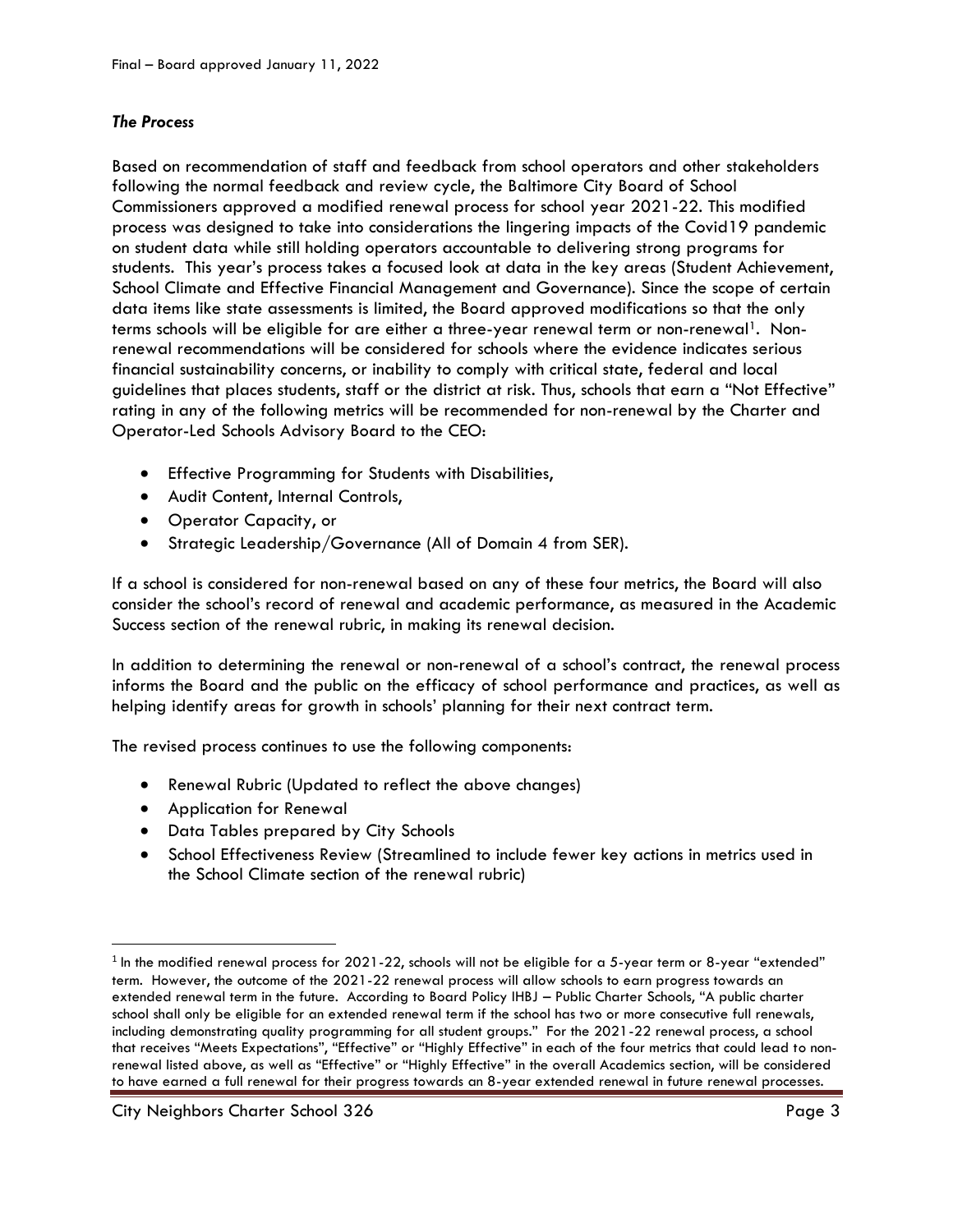### *The Process*

Based on recommendation of staff and feedback from school operators and other stakeholders following the normal feedback and review cycle, the Baltimore City Board of School Commissioners approved a modified renewal process for school year 2021-22. This modified process was designed to take into considerations the lingering impacts of the Covid19 pandemic on student data while still holding operators accountable to delivering strong programs for students. This year's process takes a focused look at data in the key areas (Student Achievement, School Climate and Effective Financial Management and Governance). Since the scope of certain data items like state assessments is limited, the Board approved modifications so that the only terms schools will be eligible for are either a three-year renewal term or non-renewal[1]. Non-renewal recommendations will be considered for schools where the evidence indicates serious financial sustainability concerns, or inability to comply with critical state, federal and local guidelines that places students, staff or the district at risk. Thus, schools that earn a "Not Effective" rating in any of the following metrics will be recommended for non-renewal by the Charter and Operator-Led Schools Advisory Board to the CEO:

- Effective Programming for Students with Disabilities,
- Audit Content, Internal Controls,
- Operator Capacity, or
- Strategic Leadership/Governance (All of Domain 4 from SER).

If a school is considered for non-renewal based on any of these four metrics, the Board will also consider the school's record of renewal and academic performance, as measured in the Academic Success section of the renewal rubric, in making its renewal decision.

In addition to determining the renewal or non-renewal of a school's contract, the renewal process informs the Board and the public on the efficacy of school performance and practices, as well as helping identify areas for growth in schools' planning for their next contract term.

The revised process continues to use the following components:

- Renewal Rubric (Updated to reflect the above changes)
- Application for Renewal
- Data Tables prepared by City Schools
- School Effectiveness Review (Streamlined to include fewer key actions in metrics used in the School Climate section of the renewal rubric)

---

[1] In the modified renewal process for 2021-22, schools will not be eligible for a 5-year term or 8-year "extended" term. However, the outcome of the 2021-22 renewal process will allow schools to earn progress towards an extended renewal term in the future. According to Board Policy IHBJ – Public Charter Schools, "A public charter school shall only be eligible for an extended renewal term if the school has two or more consecutive full renewals, including demonstrating quality programming for all student groups." For the 2021-22 renewal process, a school that receives "Meets Expectations", "Effective" or "Highly Effective" in each of the four metrics that could lead to non-renewal listed above, as well as "Effective" or "Highly Effective" in the overall Academics section, will be considered to have earned a full renewal for their progress towards an 8-year extended renewal in future renewal processes.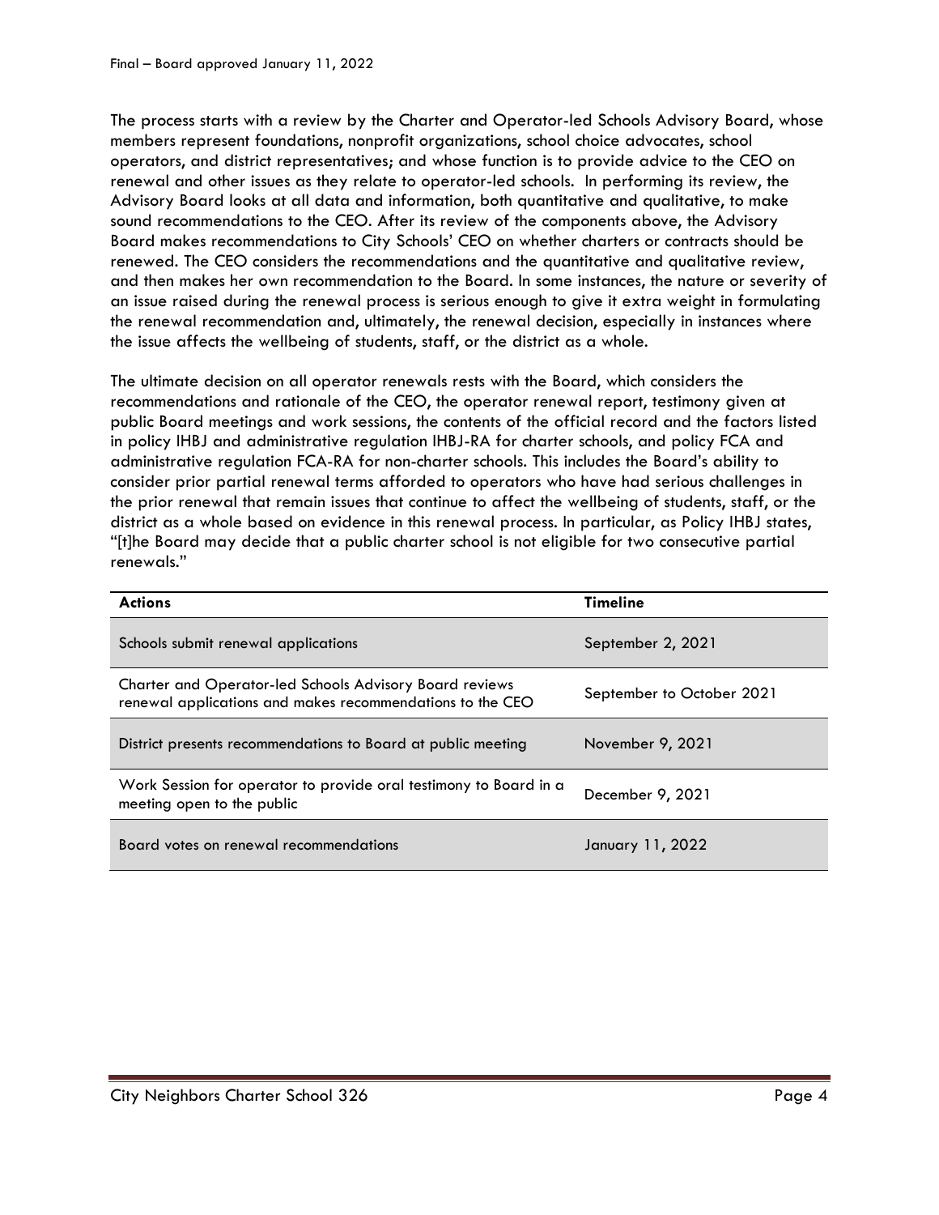The process starts with a review by the Charter and Operator-led Schools Advisory Board, whose members represent foundations, nonprofit organizations, school choice advocates, school operators, and district representatives; and whose function is to provide advice to the CEO on renewal and other issues as they relate to operator-led schools. In performing its review, the Advisory Board looks at all data and information, both quantitative and qualitative, to make sound recommendations to the CEO. After its review of the components above, the Advisory Board makes recommendations to City Schools' CEO on whether charters or contracts should be renewed. The CEO considers the recommendations and the quantitative and qualitative review, and then makes her own recommendation to the Board. In some instances, the nature or severity of an issue raised during the renewal process is serious enough to give it extra weight in formulating the renewal recommendation and, ultimately, the renewal decision, especially in instances where the issue affects the wellbeing of students, staff, or the district as a whole.

The ultimate decision on all operator renewals rests with the Board, which considers the recommendations and rationale of the CEO, the operator renewal report, testimony given at public Board meetings and work sessions, the contents of the official record and the factors listed in policy IHBJ and administrative regulation IHBJ-RA for charter schools, and policy FCA and administrative regulation FCA-RA for non-charter schools. This includes the Board's ability to consider prior partial renewal terms afforded to operators who have had serious challenges in the prior renewal that remain issues that continue to affect the wellbeing of students, staff, or the district as a whole based on evidence in this renewal process. In particular, as Policy IHBJ states, "[t]he Board may decide that a public charter school is not eligible for two consecutive partial renewals."

| Actions | Timeline |
|---|---|
| Schools submit renewal applications | September 2, 2021 |
| Charter and Operator-led Schools Advisory Board reviews renewal applications and makes recommendations to the CEO | September to October 2021 |
| District presents recommendations to Board at public meeting | November 9, 2021 |
| Work Session for operator to provide oral testimony to Board in a meeting open to the public | December 9, 2021 |
| Board votes on renewal recommendations | January 11, 2022 |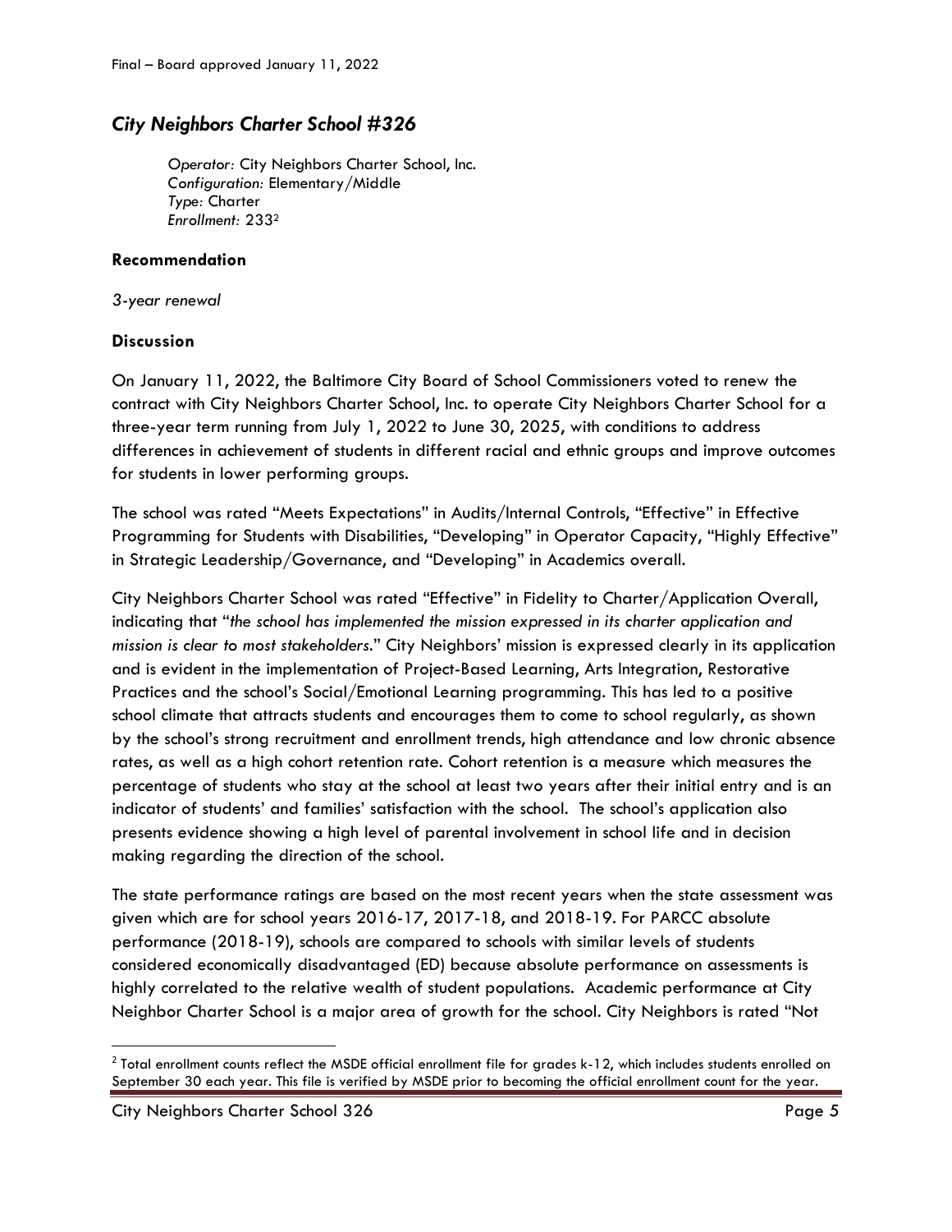## *City Neighbors Charter School #326*

*Operator:* City Neighbors Charter School, Inc.
*Configuration:* Elementary/Middle
*Type:* Charter
*Enrollment:* 233[2]

### Recommendation

*3-year renewal*

### Discussion

On January 11, 2022, the Baltimore City Board of School Commissioners voted to renew the contract with City Neighbors Charter School, Inc. to operate City Neighbors Charter School for a three-year term running from July 1, 2022 to June 30, 2025, with conditions to address differences in achievement of students in different racial and ethnic groups and improve outcomes for students in lower performing groups.

The school was rated "Meets Expectations" in Audits/Internal Controls, "Effective" in Effective Programming for Students with Disabilities, "Developing" in Operator Capacity, "Highly Effective" in Strategic Leadership/Governance, and "Developing" in Academics overall.

City Neighbors Charter School was rated "Effective" in Fidelity to Charter/Application Overall, indicating that "*the school has implemented the mission expressed in its charter application and mission is clear to most stakeholders*." City Neighbors' mission is expressed clearly in its application and is evident in the implementation of Project-Based Learning, Arts Integration, Restorative Practices and the school's Social/Emotional Learning programming. This has led to a positive school climate that attracts students and encourages them to come to school regularly, as shown by the school's strong recruitment and enrollment trends, high attendance and low chronic absence rates, as well as a high cohort retention rate. Cohort retention is a measure which measures the percentage of students who stay at the school at least two years after their initial entry and is an indicator of students' and families' satisfaction with the school. The school's application also presents evidence showing a high level of parental involvement in school life and in decision making regarding the direction of the school.

The state performance ratings are based on the most recent years when the state assessment was given which are for school years 2016-17, 2017-18, and 2018-19. For PARCC absolute performance (2018-19), schools are compared to schools with similar levels of students considered economically disadvantaged (ED) because absolute performance on assessments is highly correlated to the relative wealth of student populations. Academic performance at City Neighbor Charter School is a major area of growth for the school. City Neighbors is rated "Not

[2] Total enrollment counts reflect the MSDE official enrollment file for grades k-12, which includes students enrolled on September 30 each year. This file is verified by MSDE prior to becoming the official enrollment count for the year.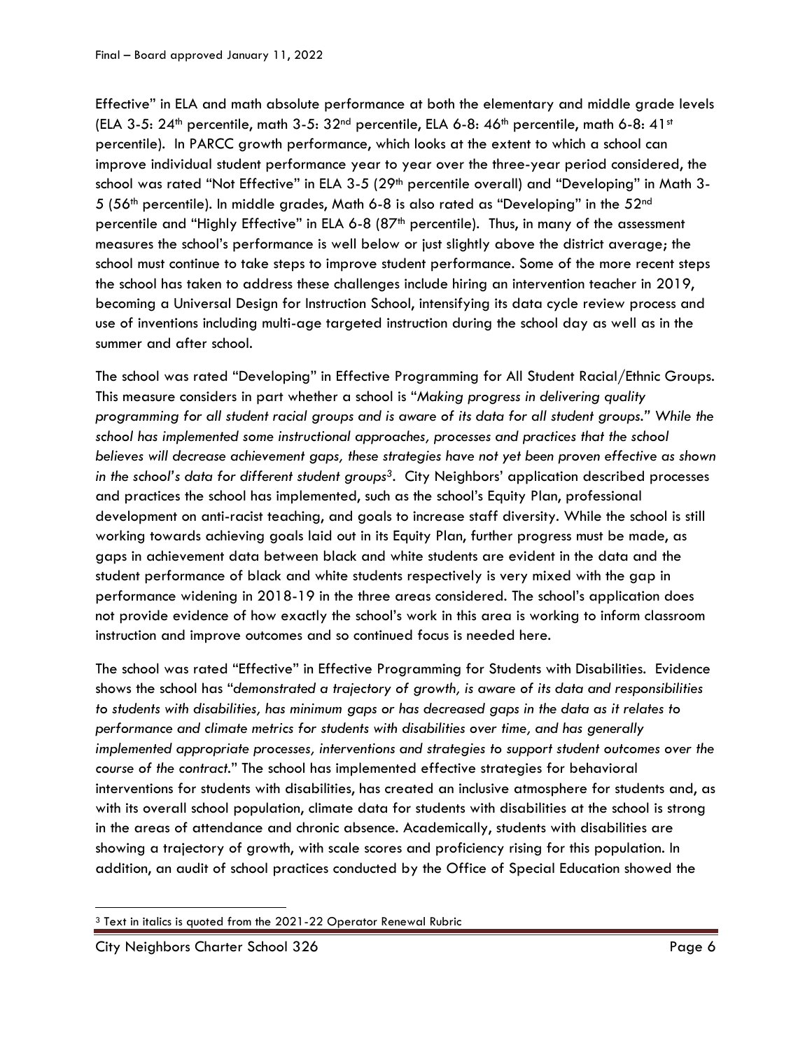Effective" in ELA and math absolute performance at both the elementary and middle grade levels (ELA 3-5: 24th percentile, math 3-5: 32nd percentile, ELA 6-8: 46th percentile, math 6-8: 41st percentile). In PARCC growth performance, which looks at the extent to which a school can improve individual student performance year to year over the three-year period considered, the school was rated "Not Effective" in ELA 3-5 (29th percentile overall) and "Developing" in Math 3-5 (56th percentile). In middle grades, Math 6-8 is also rated as "Developing" in the 52nd percentile and "Highly Effective" in ELA 6-8 (87th percentile). Thus, in many of the assessment measures the school's performance is well below or just slightly above the district average; the school must continue to take steps to improve student performance. Some of the more recent steps the school has taken to address these challenges include hiring an intervention teacher in 2019, becoming a Universal Design for Instruction School, intensifying its data cycle review process and use of inventions including multi-age targeted instruction during the school day as well as in the summer and after school.

The school was rated "Developing" in Effective Programming for All Student Racial/Ethnic Groups. This measure considers in part whether a school is "*Making progress in delivering quality programming for all student racial groups and is aware of its data for all student groups." While the school has implemented some instructional approaches, processes and practices that the school believes will decrease achievement gaps, these strategies have not yet been proven effective as shown in the school's data for different student groups*[3]. City Neighbors' application described processes and practices the school has implemented, such as the school's Equity Plan, professional development on anti-racist teaching, and goals to increase staff diversity. While the school is still working towards achieving goals laid out in its Equity Plan, further progress must be made, as gaps in achievement data between black and white students are evident in the data and the student performance of black and white students respectively is very mixed with the gap in performance widening in 2018-19 in the three areas considered. The school's application does not provide evidence of how exactly the school's work in this area is working to inform classroom instruction and improve outcomes and so continued focus is needed here.

The school was rated "Effective" in Effective Programming for Students with Disabilities. Evidence shows the school has "*demonstrated a trajectory of growth, is aware of its data and responsibilities to students with disabilities, has minimum gaps or has decreased gaps in the data as it relates to performance and climate metrics for students with disabilities over time, and has generally implemented appropriate processes, interventions and strategies to support student outcomes over the course of the contract.*" The school has implemented effective strategies for behavioral interventions for students with disabilities, has created an inclusive atmosphere for students and, as with its overall school population, climate data for students with disabilities at the school is strong in the areas of attendance and chronic absence. Academically, students with disabilities are showing a trajectory of growth, with scale scores and proficiency rising for this population. In addition, an audit of school practices conducted by the Office of Special Education showed the

[3] Text in italics is quoted from the 2021-22 Operator Renewal Rubric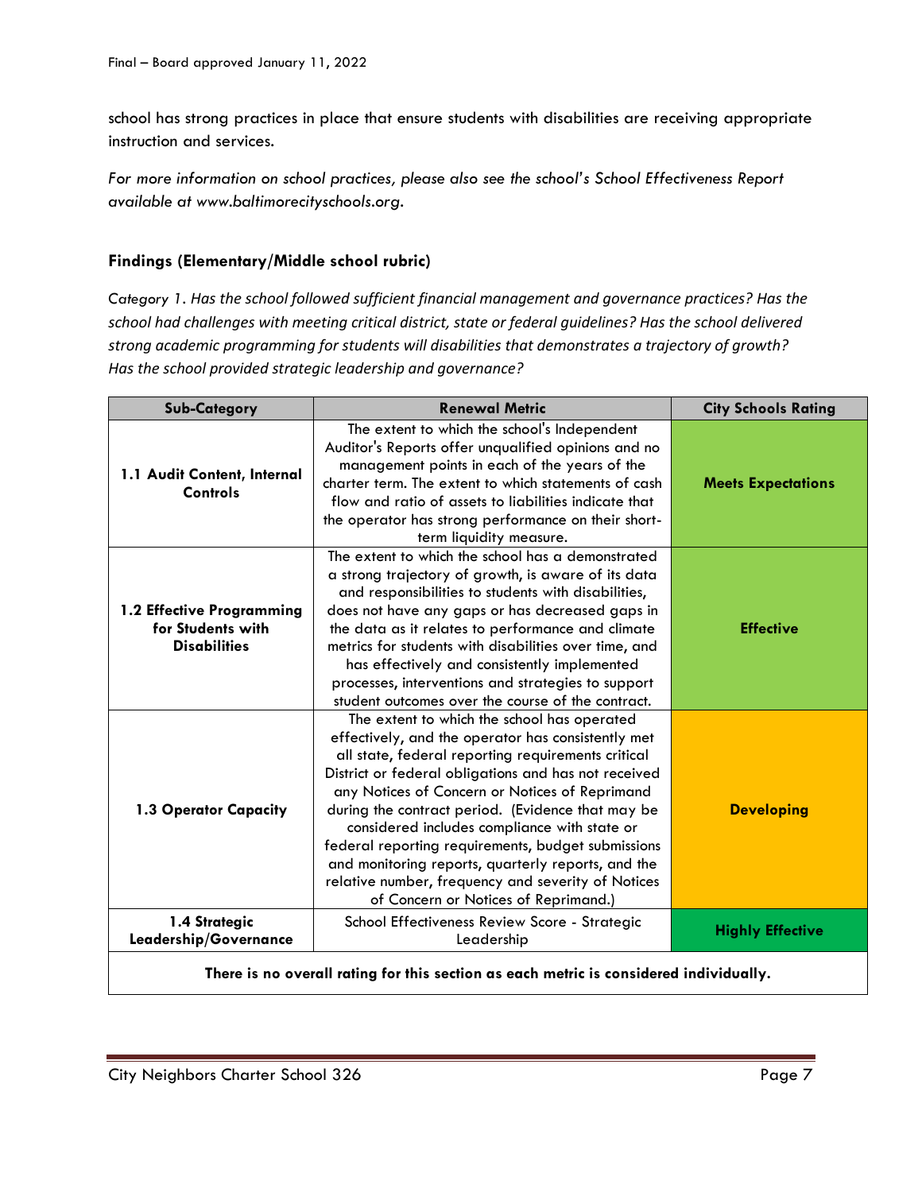school has strong practices in place that ensure students with disabilities are receiving appropriate instruction and services.

*For more information on school practices, please also see the school's School Effectiveness Report available at www.baltimorecityschools.org.*

### Findings (Elementary/Middle school rubric)

Category 1. *Has the school followed sufficient financial management and governance practices? Has the school had challenges with meeting critical district, state or federal guidelines? Has the school delivered strong academic programming for students will disabilities that demonstrates a trajectory of growth? Has the school provided strategic leadership and governance?*

| Sub-Category | Renewal Metric | City Schools Rating |
|---|---|---|
| **1.1 Audit Content, Internal Controls** | The extent to which the school's Independent Auditor's Reports offer unqualified opinions and no management points in each of the years of the charter term. The extent to which statements of cash flow and ratio of assets to liabilities indicate that the operator has strong performance on their short-term liquidity measure. | **Meets Expectations** |
| **1.2 Effective Programming for Students with Disabilities** | The extent to which the school has a demonstrated a strong trajectory of growth, is aware of its data and responsibilities to students with disabilities, does not have any gaps or has decreased gaps in the data as it relates to performance and climate metrics for students with disabilities over time, and has effectively and consistently implemented processes, interventions and strategies to support student outcomes over the course of the contract. | **Effective** |
| **1.3 Operator Capacity** | The extent to which the school has operated effectively, and the operator has consistently met all state, federal reporting requirements critical District or federal obligations and has not received any Notices of Concern or Notices of Reprimand during the contract period. (Evidence that may be considered includes compliance with state or federal reporting requirements, budget submissions and monitoring reports, quarterly reports, and the relative number, frequency and severity of Notices of Concern or Notices of Reprimand.) | **Developing** |
| **1.4 Strategic Leadership/Governance** | School Effectiveness Review Score - Strategic Leadership | **Highly Effective** |
| **There is no overall rating for this section as each metric is considered individually.** | | |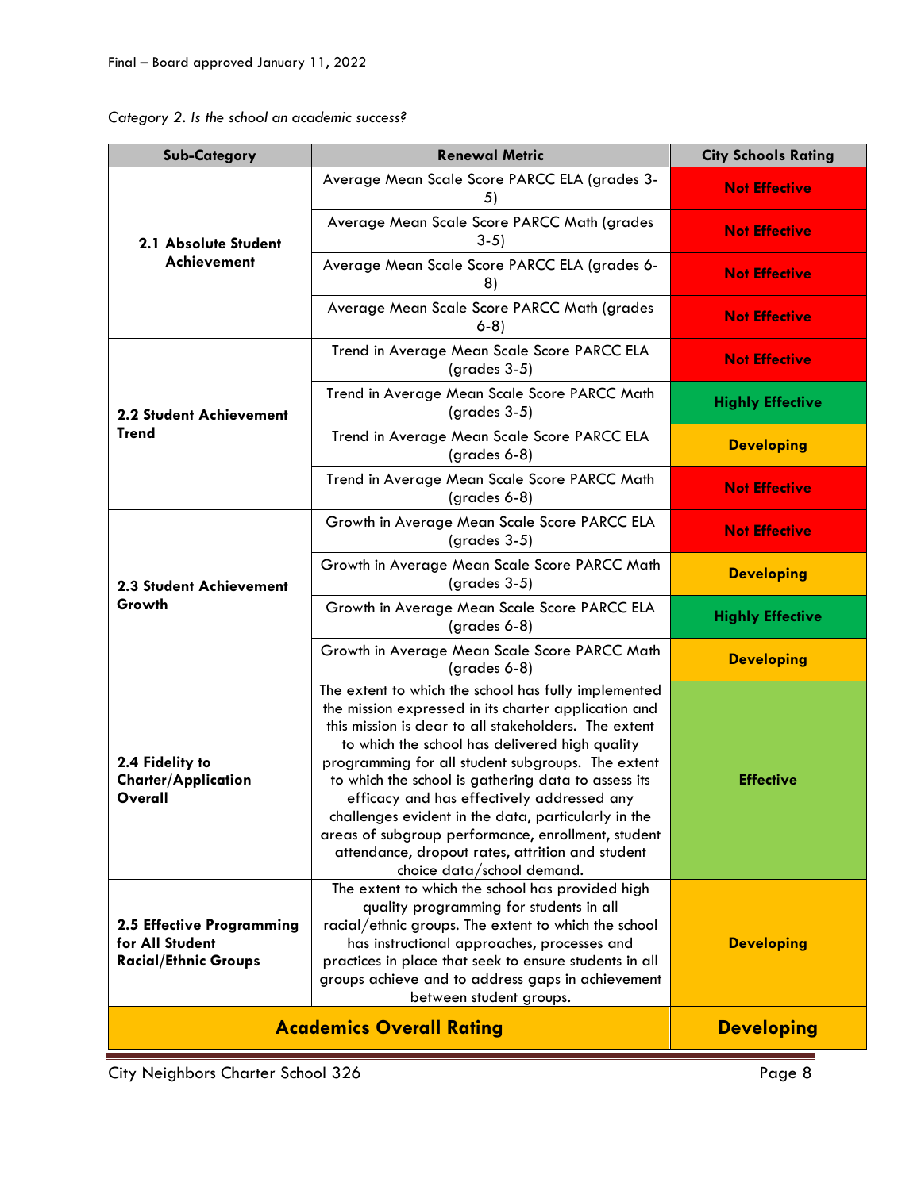*Category 2. Is the school an academic success?*

| Sub-Category | Renewal Metric | City Schools Rating |
|---|---|---|
| **2.1 Absolute Student Achievement** | Average Mean Scale Score PARCC ELA (grades 3-5) | **Not Effective** |
| | Average Mean Scale Score PARCC Math (grades 3-5) | **Not Effective** |
| | Average Mean Scale Score PARCC ELA (grades 6-8) | **Not Effective** |
| | Average Mean Scale Score PARCC Math (grades 6-8) | **Not Effective** |
| **2.2 Student Achievement Trend** | Trend in Average Mean Scale Score PARCC ELA (grades 3-5) | **Not Effective** |
| | Trend in Average Mean Scale Score PARCC Math (grades 3-5) | **Highly Effective** |
| | Trend in Average Mean Scale Score PARCC ELA (grades 6-8) | **Developing** |
| | Trend in Average Mean Scale Score PARCC Math (grades 6-8) | **Not Effective** |
| **2.3 Student Achievement Growth** | Growth in Average Mean Scale Score PARCC ELA (grades 3-5) | **Not Effective** |
| | Growth in Average Mean Scale Score PARCC Math (grades 3-5) | **Developing** |
| | Growth in Average Mean Scale Score PARCC ELA (grades 6-8) | **Highly Effective** |
| | Growth in Average Mean Scale Score PARCC Math (grades 6-8) | **Developing** |
| **2.4 Fidelity to Charter/Application Overall** | The extent to which the school has fully implemented the mission expressed in its charter application and this mission is clear to all stakeholders. The extent to which the school has delivered high quality programming for all student subgroups. The extent to which the school is gathering data to assess its efficacy and has effectively addressed any challenges evident in the data, particularly in the areas of subgroup performance, enrollment, student attendance, dropout rates, attrition and student choice data/school demand. | **Effective** |
| **2.5 Effective Programming for All Student Racial/Ethnic Groups** | The extent to which the school has provided high quality programming for students in all racial/ethnic groups. The extent to which the school has instructional approaches, processes and practices in place that seek to ensure students in all groups achieve and to address gaps in achievement between student groups. | **Developing** |
| **Academics Overall Rating** | | **Developing** |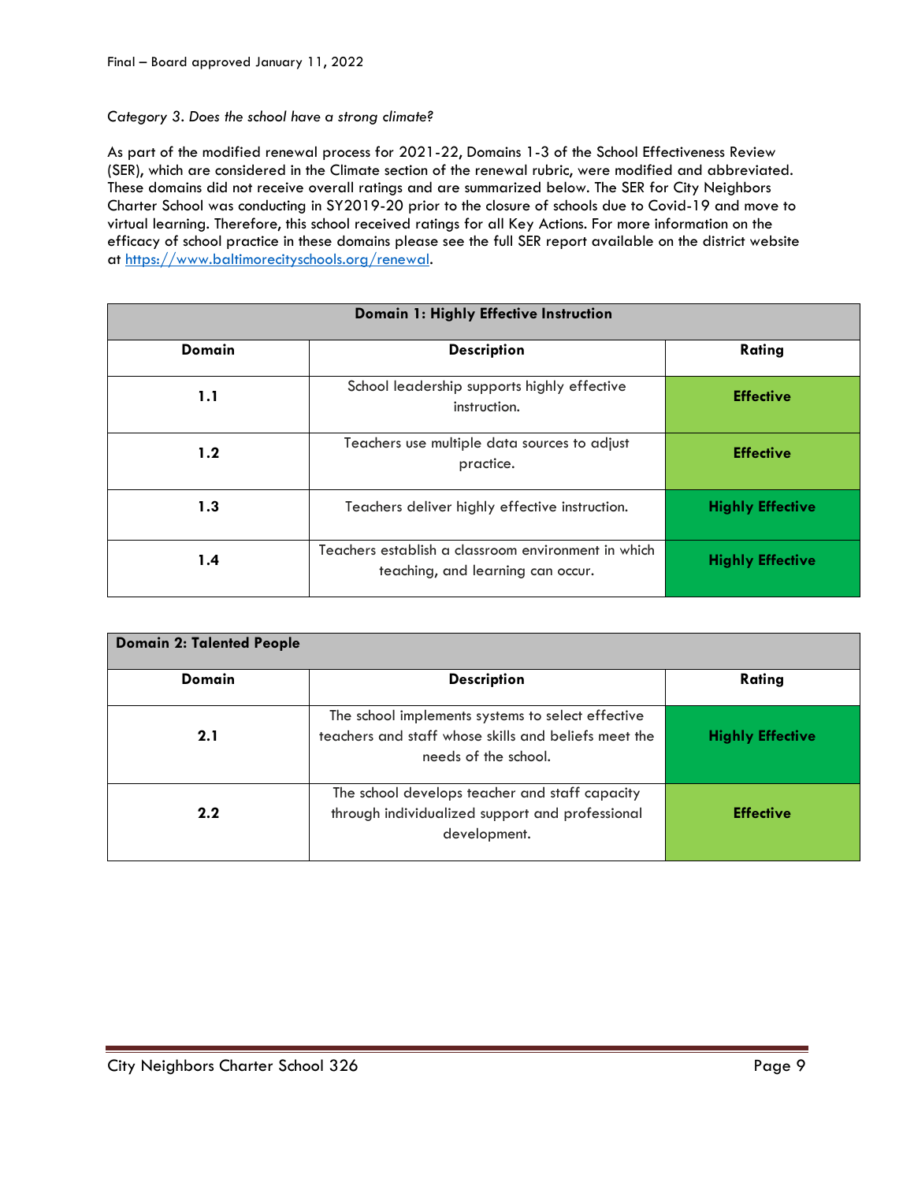*Category 3. Does the school have a strong climate?*

As part of the modified renewal process for 2021-22, Domains 1-3 of the School Effectiveness Review (SER), which are considered in the Climate section of the renewal rubric, were modified and abbreviated. These domains did not receive overall ratings and are summarized below. The SER for City Neighbors Charter School was conducting in SY2019-20 prior to the closure of schools due to Covid-19 and move to virtual learning. Therefore, this school received ratings for all Key Actions. For more information on the efficacy of school practice in these domains please see the full SER report available on the district website at https://www.baltimorecityschools.org/renewal.

| **Domain 1: Highly Effective Instruction** | | |
|---|---|---|
| **Domain** | **Description** | **Rating** |
| **1.1** | School leadership supports highly effective instruction. | **Effective** |
| **1.2** | Teachers use multiple data sources to adjust practice. | **Effective** |
| **1.3** | Teachers deliver highly effective instruction. | **Highly Effective** |
| **1.4** | Teachers establish a classroom environment in which teaching, and learning can occur. | **Highly Effective** |

| **Domain 2: Talented People** | | |
|---|---|---|
| **Domain** | **Description** | **Rating** |
| **2.1** | The school implements systems to select effective teachers and staff whose skills and beliefs meet the needs of the school. | **Highly Effective** |
| **2.2** | The school develops teacher and staff capacity through individualized support and professional development. | **Effective** |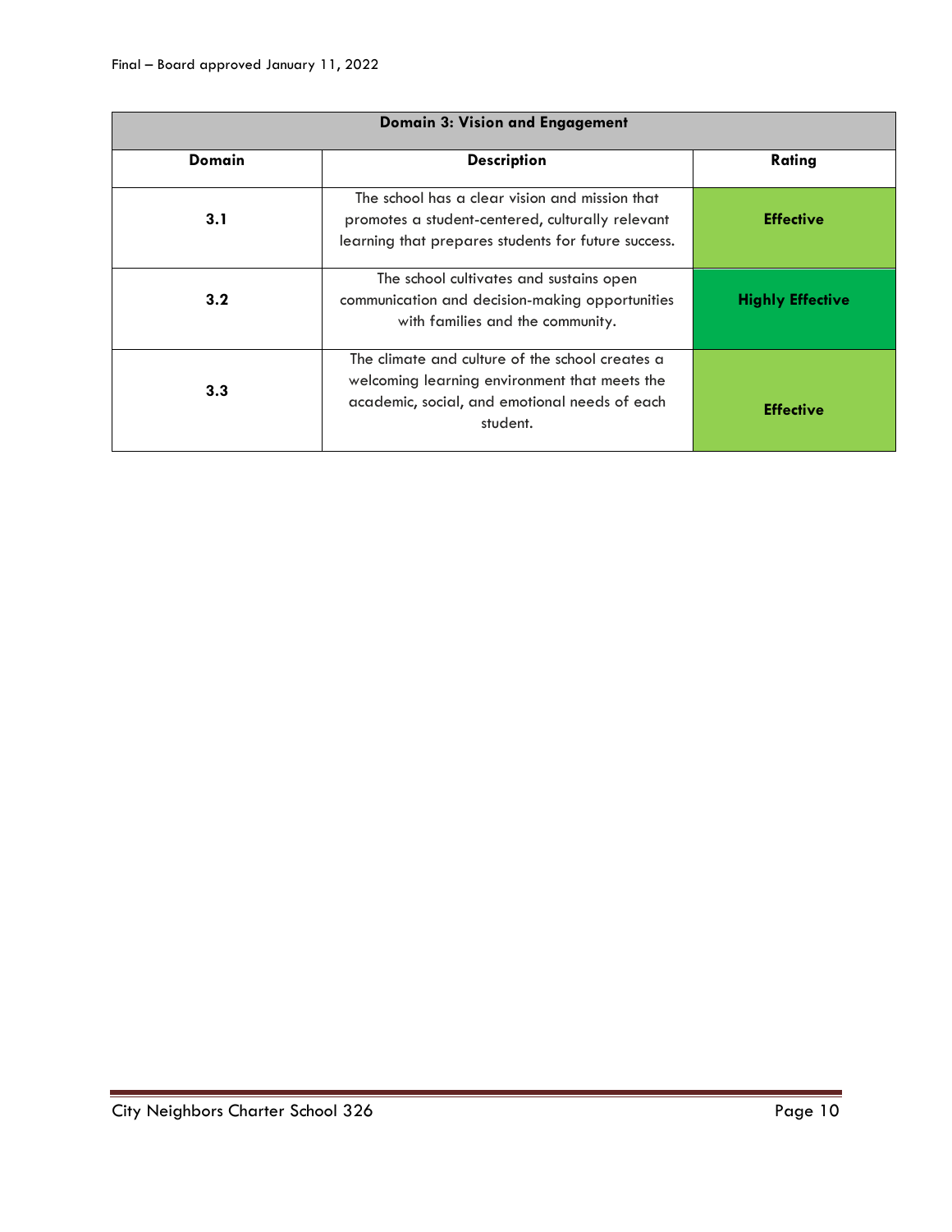| Domain 3: Vision and Engagement | | |
|---|---|---|
| **Domain** | **Description** | **Rating** |
| **3.1** | The school has a clear vision and mission that promotes a student-centered, culturally relevant learning that prepares students for future success. | **Effective** |
| **3.2** | The school cultivates and sustains open communication and decision-making opportunities with families and the community. | **Highly Effective** |
| **3.3** | The climate and culture of the school creates a welcoming learning environment that meets the academic, social, and emotional needs of each student. | **Effective** |